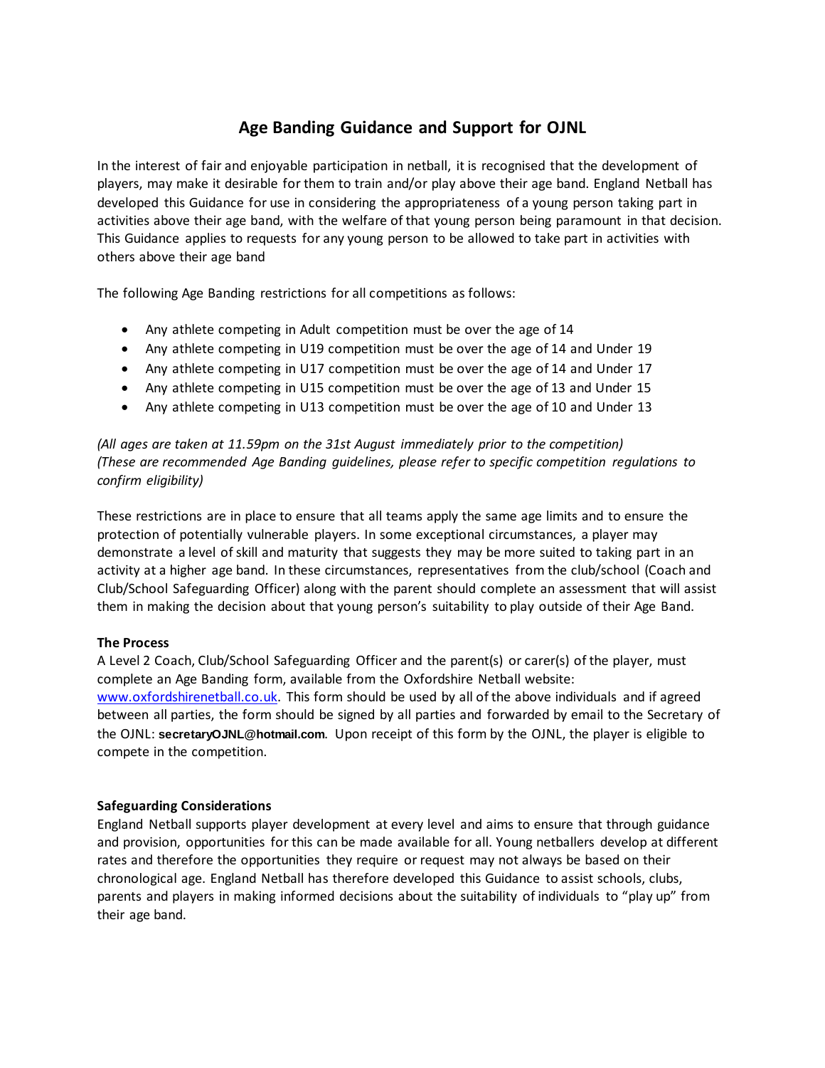# Age Banding Guidance and Support for OJNL

In the interest of fair and enjoyable participation in netball, it is recognised that the development of players, may make it desirable for them to train and/or play above their age band. England Netball has developed this Guidance for use in considering the appropriateness of a young person taking part in activities above their age band, with the welfare of that young person being paramount in that decision. This Guidance applies to requests for any young person to be allowed to take part in activities with others above their age band

The following Age Banding restrictions for all competitions as follows:

- Any athlete competing in Adult competition must be over the age of 14
- Any athlete competing in U19 competition must be over the age of 14 and Under 19
- Any athlete competing in U17 competition must be over the age of 14 and Under 17
- Any athlete competing in U15 competition must be over the age of 13 and Under 15
- Any athlete competing in U13 competition must be over the age of 10 and Under 13

*(All ages are taken at 11.59pm on the 31st August immediately prior to the competition)*
*(These are recommended Age Banding guidelines, please refer to specific competition regulations to confirm eligibility)*

These restrictions are in place to ensure that all teams apply the same age limits and to ensure the protection of potentially vulnerable players. In some exceptional circumstances, a player may demonstrate a level of skill and maturity that suggests they may be more suited to taking part in an activity at a higher age band. In these circumstances, representatives from the club/school (Coach and Club/School Safeguarding Officer) along with the parent should complete an assessment that will assist them in making the decision about that young person's suitability to play outside of their Age Band.

**The Process**

A Level 2 Coach, Club/School Safeguarding Officer and the parent(s) or carer(s) of the player, must complete an Age Banding form, available from the Oxfordshire Netball website: [www.oxfordshirenetball.co.uk](http://www.oxfordshirenetball.co.uk). This form should be used by all of the above individuals and if agreed between all parties, the form should be signed by all parties and forwarded by email to the Secretary of the OJNL: **secretaryOJNL@hotmail.com**. Upon receipt of this form by the OJNL, the player is eligible to compete in the competition.

**Safeguarding Considerations**

England Netball supports player development at every level and aims to ensure that through guidance and provision, opportunities for this can be made available for all. Young netballers develop at different rates and therefore the opportunities they require or request may not always be based on their chronological age. England Netball has therefore developed this Guidance to assist schools, clubs, parents and players in making informed decisions about the suitability of individuals to "play up" from their age band.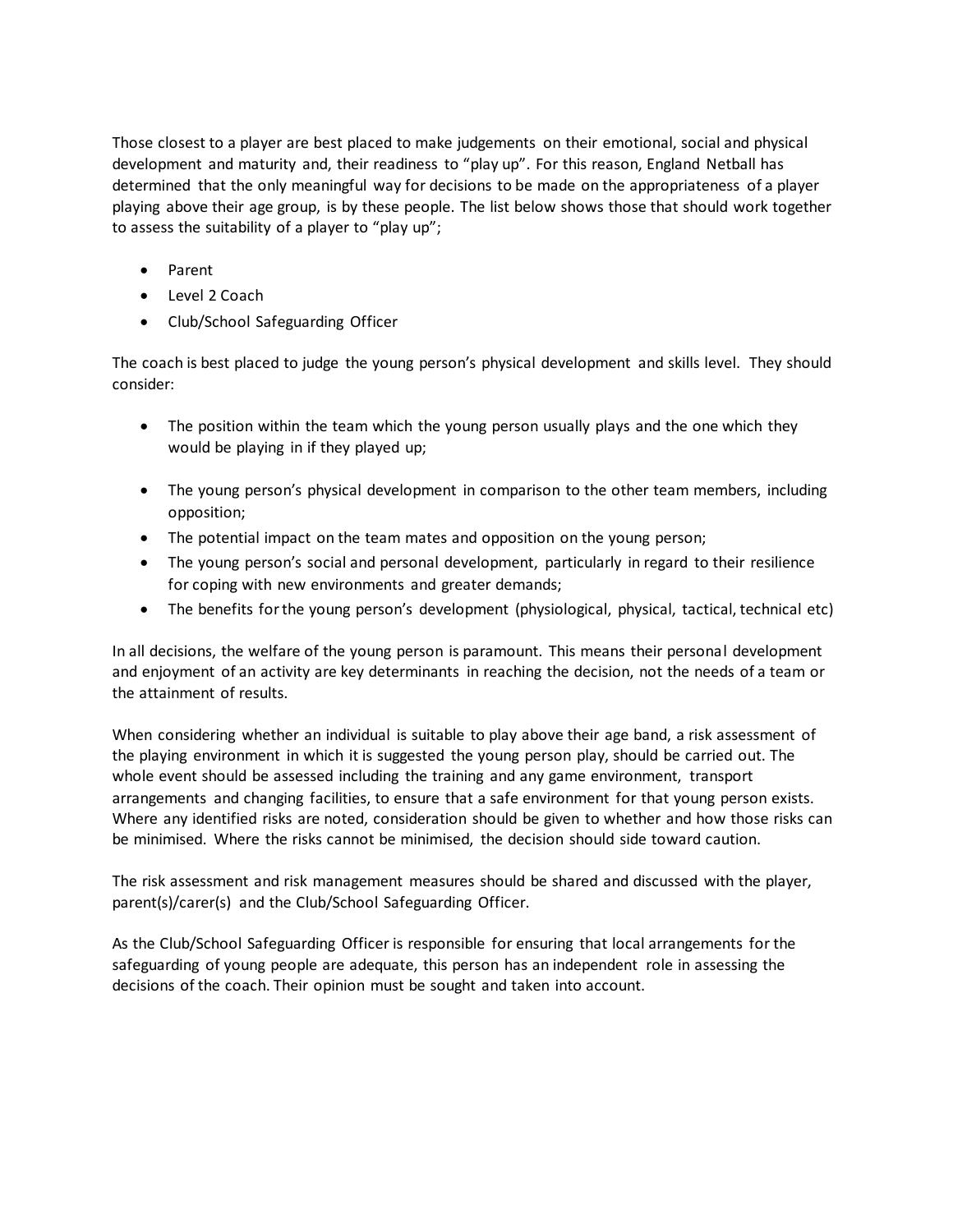Those closest to a player are best placed to make judgements on their emotional, social and physical development and maturity and, their readiness to "play up". For this reason, England Netball has determined that the only meaningful way for decisions to be made on the appropriateness of a player playing above their age group, is by these people. The list below shows those that should work together to assess the suitability of a player to "play up";

- Parent
- Level 2 Coach
- Club/School Safeguarding Officer

The coach is best placed to judge the young person's physical development and skills level. They should consider:

- The position within the team which the young person usually plays and the one which they would be playing in if they played up;
- The young person's physical development in comparison to the other team members, including opposition;
- The potential impact on the team mates and opposition on the young person;
- The young person's social and personal development, particularly in regard to their resilience for coping with new environments and greater demands;
- The benefits for the young person's development (physiological, physical, tactical, technical etc)

In all decisions, the welfare of the young person is paramount. This means their personal development and enjoyment of an activity are key determinants in reaching the decision, not the needs of a team or the attainment of results.

When considering whether an individual is suitable to play above their age band, a risk assessment of the playing environment in which it is suggested the young person play, should be carried out. The whole event should be assessed including the training and any game environment, transport arrangements and changing facilities, to ensure that a safe environment for that young person exists. Where any identified risks are noted, consideration should be given to whether and how those risks can be minimised. Where the risks cannot be minimised, the decision should side toward caution.

The risk assessment and risk management measures should be shared and discussed with the player, parent(s)/carer(s) and the Club/School Safeguarding Officer.

As the Club/School Safeguarding Officer is responsible for ensuring that local arrangements for the safeguarding of young people are adequate, this person has an independent role in assessing the decisions of the coach. Their opinion must be sought and taken into account.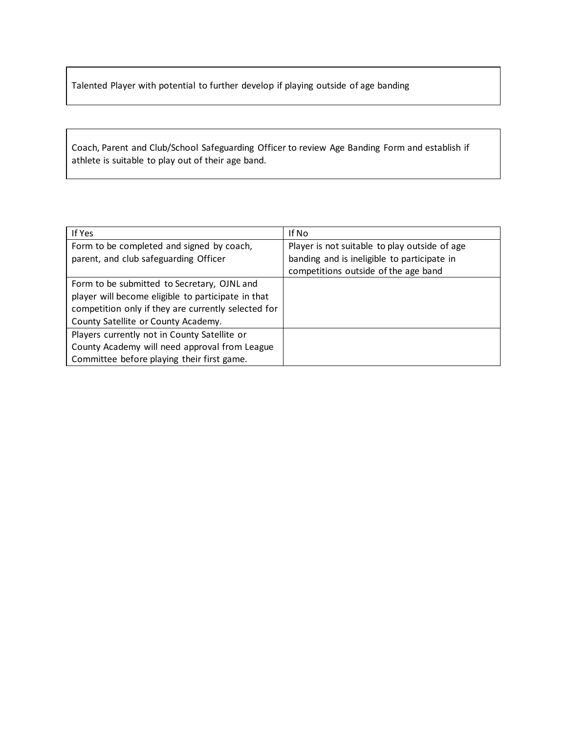Talented Player with potential to further develop if playing outside of age banding

Coach, Parent and Club/School Safeguarding Officer to review Age Banding Form and establish if athlete is suitable to play out of their age band.

| If Yes | If No |
| --- | --- |
| Form to be completed and signed by coach, parent, and club safeguarding Officer | Player is not suitable to play outside of age banding and is ineligible to participate in competitions outside of the age band |
| Form to be submitted to Secretary, OJNL and player will become eligible to participate in that competition only if they are currently selected for County Satellite or County Academy. | |
| Players currently not in County Satellite or County Academy will need approval from League Committee before playing their first game. | |